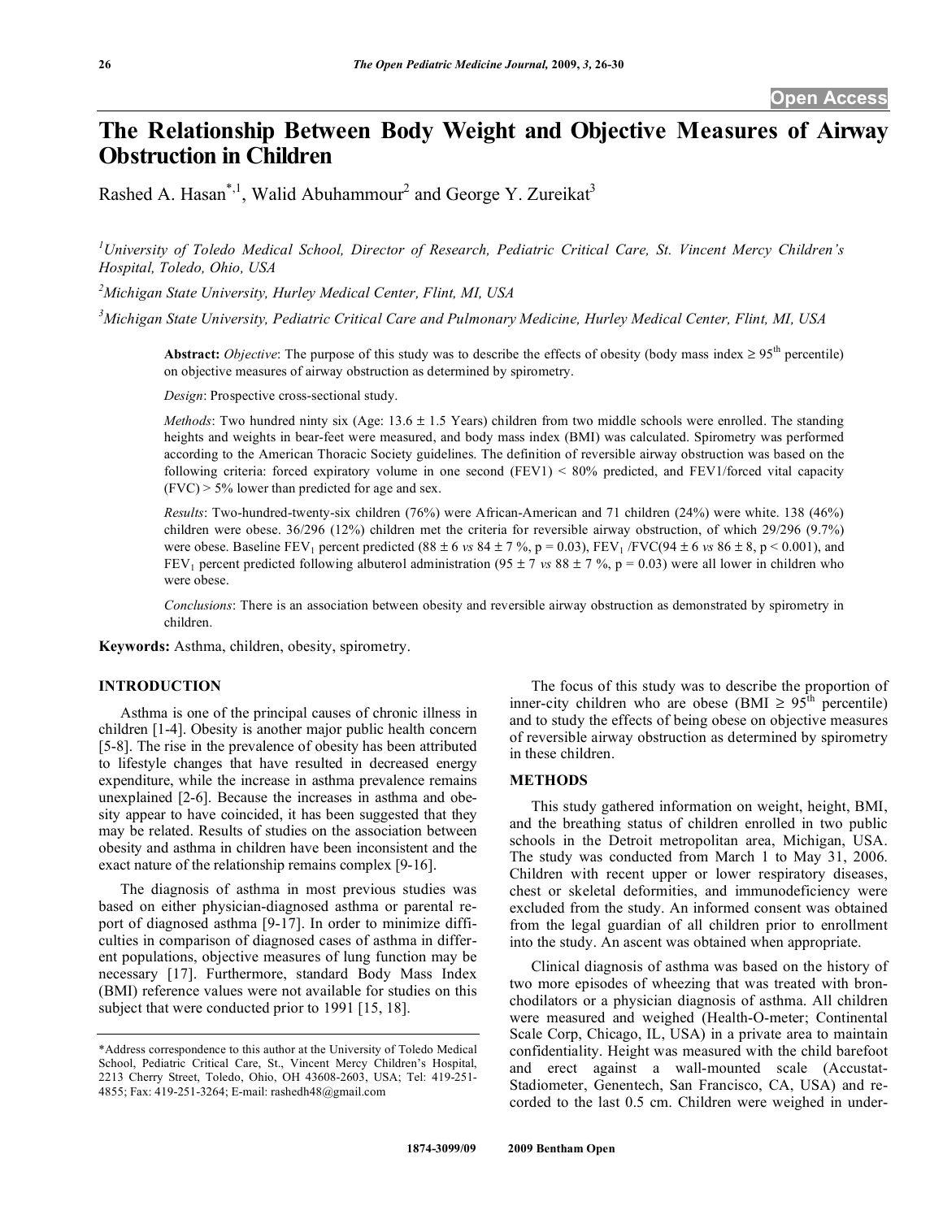# The Relationship Between Body Weight and Objective Measures of Airway Obstruction in Children

Rashed A. Hasan[*,1], Walid Abuhammour[2] and George Y. Zureikat[3]

[1]University of Toledo Medical School, Director of Research, Pediatric Critical Care, St. Vincent Mercy Children's Hospital, Toledo, Ohio, USA

[2]Michigan State University, Hurley Medical Center, Flint, MI, USA

[3]Michigan State University, Pediatric Critical Care and Pulmonary Medicine, Hurley Medical Center, Flint, MI, USA

**Abstract:** *Objective*: The purpose of this study was to describe the effects of obesity (body mass index ≥ 95[th] percentile) on objective measures of airway obstruction as determined by spirometry.

*Design*: Prospective cross-sectional study.

*Methods*: Two hundred ninty six (Age: 13.6 ± 1.5 Years) children from two middle schools were enrolled. The standing heights and weights in bear-feet were measured, and body mass index (BMI) was calculated. Spirometry was performed according to the American Thoracic Society guidelines. The definition of reversible airway obstruction was based on the following criteria: forced expiratory volume in one second (FEV1) < 80% predicted, and FEV1/forced vital capacity (FVC) > 5% lower than predicted for age and sex.

*Results*: Two-hundred-twenty-six children (76%) were African-American and 71 children (24%) were white. 138 (46%) children were obese. 36/296 (12%) children met the criteria for reversible airway obstruction, of which 29/296 (9.7%) were obese. Baseline $FEV_1$ percent predicted (88 ± 6 *vs* 84 ± 7 %, p = 0.03), $FEV_1$ /FVC(94 ± 6 *vs* 86 ± 8, p < 0.001), and $FEV_1$ percent predicted following albuterol administration (95 ± 7 *vs* 88 ± 7 %, p = 0.03) were all lower in children who were obese.

*Conclusions*: There is an association between obesity and reversible airway obstruction as demonstrated by spirometry in children.

**Keywords:** Asthma, children, obesity, spirometry.

## INTRODUCTION

Asthma is one of the principal causes of chronic illness in children [1-4]. Obesity is another major public health concern [5-8]. The rise in the prevalence of obesity has been attributed to lifestyle changes that have resulted in decreased energy expenditure, while the increase in asthma prevalence remains unexplained [2-6]. Because the increases in asthma and obesity appear to have coincided, it has been suggested that they may be related. Results of studies on the association between obesity and asthma in children have been inconsistent and the exact nature of the relationship remains complex [9-16].

The diagnosis of asthma in most previous studies was based on either physician-diagnosed asthma or parental report of diagnosed asthma [9-17]. In order to minimize difficulties in comparison of diagnosed cases of asthma in different populations, objective measures of lung function may be necessary [17]. Furthermore, standard Body Mass Index (BMI) reference values were not available for studies on this subject that were conducted prior to 1991 [15, 18].

The focus of this study was to describe the proportion of inner-city children who are obese (BMI ≥ 95[th] percentile) and to study the effects of being obese on objective measures of reversible airway obstruction as determined by spirometry in these children.

## METHODS

This study gathered information on weight, height, BMI, and the breathing status of children enrolled in two public schools in the Detroit metropolitan area, Michigan, USA. The study was conducted from March 1 to May 31, 2006. Children with recent upper or lower respiratory diseases, chest or skeletal deformities, and immunodeficiency were excluded from the study. An informed consent was obtained from the legal guardian of all children prior to enrollment into the study. An ascent was obtained when appropriate.

Clinical diagnosis of asthma was based on the history of two more episodes of wheezing that was treated with bronchodilators or a physician diagnosis of asthma. All children were measured and weighed (Health-O-meter; Continental Scale Corp, Chicago, IL, USA) in a private area to maintain confidentiality. Height was measured with the child barefoot and erect against a wall-mounted scale (Accustat-Stadiometer, Genentech, San Francisco, CA, USA) and recorded to the last 0.5 cm. Children were weighed in under-

*Address correspondence to this author at the University of Toledo Medical School, Pediatric Critical Care, St., Vincent Mercy Children's Hospital, 2213 Cherry Street, Toledo, Ohio, OH 43608-2603, USA; Tel: 419-251-4855; Fax: 419-251-3264; E-mail: rashedh48@gmail.com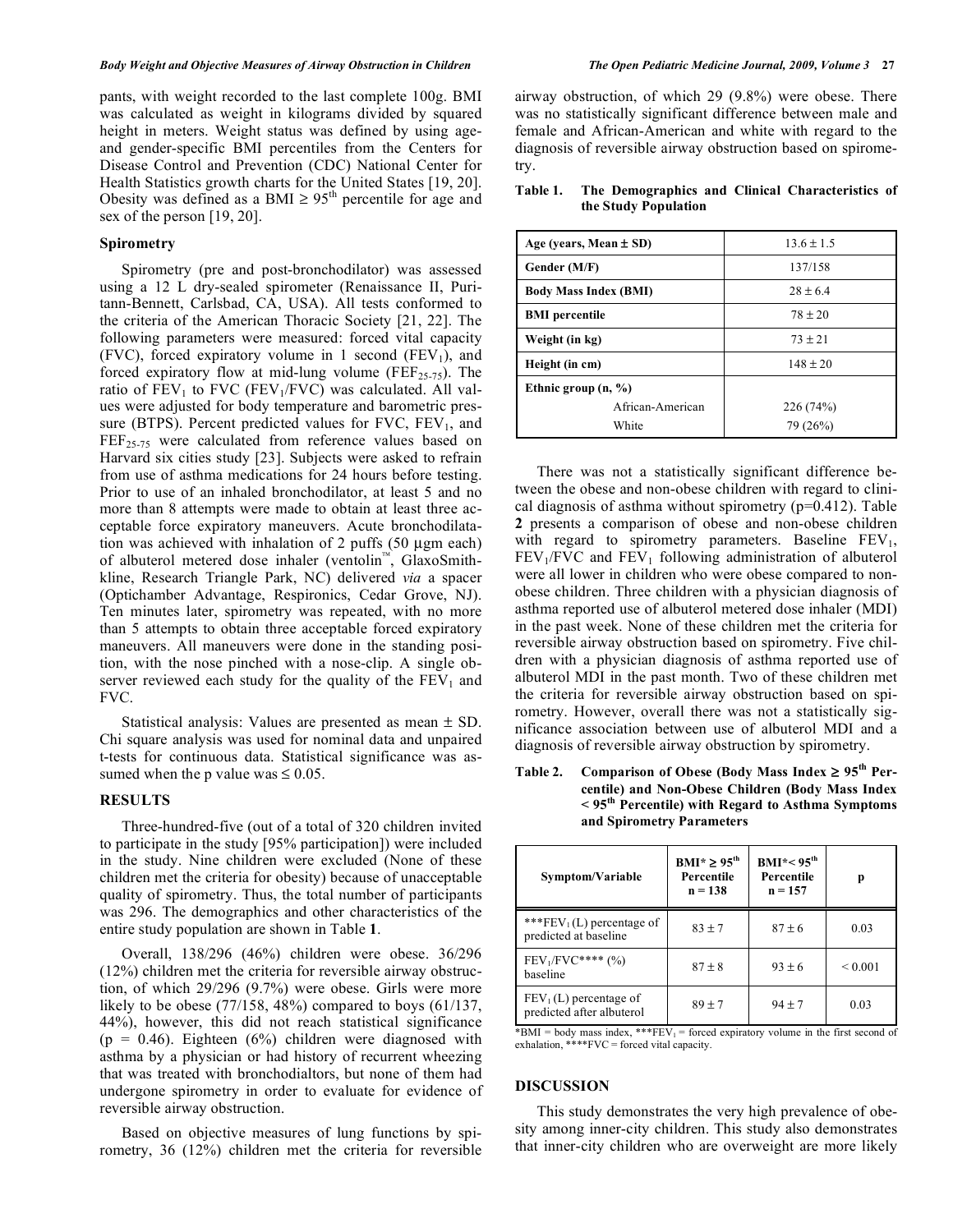pants, with weight recorded to the last complete 100g. BMI was calculated as weight in kilograms divided by squared height in meters. Weight status was defined by using age- and gender-specific BMI percentiles from the Centers for Disease Control and Prevention (CDC) National Center for Health Statistics growth charts for the United States [19, 20]. Obesity was defined as a BMI ≥ 95th percentile for age and sex of the person [19, 20].

### Spirometry

Spirometry (pre and post-bronchodilator) was assessed using a 12 L dry-sealed spirometer (Renaissance II, Puritann-Bennett, Carlsbad, CA, USA). All tests conformed to the criteria of the American Thoracic Society [21, 22]. The following parameters were measured: forced vital capacity (FVC), forced expiratory volume in 1 second ($FEV_1$), and forced expiratory flow at mid-lung volume ($FEF_{25-75}$). The ratio of $FEV_1$ to FVC ($FEV_1$/FVC) was calculated. All values were adjusted for body temperature and barometric pressure (BTPS). Percent predicted values for FVC, $FEV_1$, and $FEF_{25-75}$ were calculated from reference values based on Harvard six cities study [23]. Subjects were asked to refrain from use of asthma medications for 24 hours before testing. Prior to use of an inhaled bronchodilator, at least 5 and no more than 8 attempts were made to obtain at least three acceptable force expiratory maneuvers. Acute bronchodilatation was achieved with inhalation of 2 puffs (50 µgm each) of albuterol metered dose inhaler (ventolin™, GlaxoSmithkline, Research Triangle Park, NC) delivered *via* a spacer (Optichamber Advantage, Respironics, Cedar Grove, NJ). Ten minutes later, spirometry was repeated, with no more than 5 attempts to obtain three acceptable forced expiratory maneuvers. All maneuvers were done in the standing position, with the nose pinched with a nose-clip. A single observer reviewed each study for the quality of the $FEV_1$ and FVC.

Statistical analysis: Values are presented as mean ± SD. Chi square analysis was used for nominal data and unpaired t-tests for continuous data. Statistical significance was assumed when the p value was ≤ 0.05.

## RESULTS

Three-hundred-five (out of a total of 320 children invited to participate in the study [95% participation]) were included in the study. Nine children were excluded (None of these children met the criteria for obesity) because of unacceptable quality of spirometry. Thus, the total number of participants was 296. The demographics and other characteristics of the entire study population are shown in Table **1**.

Overall, 138/296 (46%) children were obese. 36/296 (12%) children met the criteria for reversible airway obstruction, of which 29/296 (9.7%) were obese. Girls were more likely to be obese (77/158, 48%) compared to boys (61/137, 44%), however, this did not reach statistical significance ($p = 0.46$). Eighteen (6%) children were diagnosed with asthma by a physician or had history of recurrent wheezing that was treated with bronchodialtors, but none of them had undergone spirometry in order to evaluate for evidence of reversible airway obstruction.

Based on objective measures of lung functions by spirometry, 36 (12%) children met the criteria for reversible airway obstruction, of which 29 (9.8%) were obese. There was no statistically significant difference between male and female and African-American and white with regard to the diagnosis of reversible airway obstruction based on spirometry.

**Table 1. The Demographics and Clinical Characteristics of the Study Population**

| | |
|---|---|
| **Age (years, Mean ± SD)** | 13.6 ± 1.5 |
| **Gender (M/F)** | 137/158 |
| **Body Mass Index (BMI)** | 28 ± 6.4 |
| **BMI percentile** | 78 ± 20 |
| **Weight (in kg)** | 73 ± 21 |
| **Height (in cm)** | 148 ± 20 |
| **Ethnic group (n, %)** | |
| African-American | 226 (74%) |
| White | 79 (26%) |

There was not a statistically significant difference between the obese and non-obese children with regard to clinical diagnosis of asthma without spirometry ($p=0.412$). Table **2** presents a comparison of obese and non-obese children with regard to spirometry parameters. Baseline $FEV_1$, $FEV_1$/FVC and $FEV_1$ following administration of albuterol were all lower in children who were obese compared to non-obese children. Three children with a physician diagnosis of asthma reported use of albuterol metered dose inhaler (MDI) in the past week. None of these children met the criteria for reversible airway obstruction based on spirometry. Five children with a physician diagnosis of asthma reported use of albuterol MDI in the past month. Two of these children met the criteria for reversible airway obstruction based on spirometry. However, overall there was not a statistically significance association between use of albuterol MDI and a diagnosis of reversible airway obstruction by spirometry.

**Table 2. Comparison of Obese (Body Mass Index ≥ 95th Percentile) and Non-Obese Children (Body Mass Index < 95th Percentile) with Regard to Asthma Symptoms and Spirometry Parameters**

| Symptom/Variable | BMI* ≥ 95th Percentile n = 138 | BMI*< 95th Percentile n = 157 | p |
|---|---|---|---|
| ***$FEV_1$ (L) percentage of predicted at baseline | 83 ± 7 | 87 ± 6 | 0.03 |
| $FEV_1$/FVC**** (%) baseline | 87 ± 8 | 93 ± 6 | < 0.001 |
| $FEV_1$ (L) percentage of predicted after albuterol | 89 ± 7 | 94 ± 7 | 0.03 |

*BMI = body mass index, ***$FEV_1$ = forced expiratory volume in the first second of exhalation, ****FVC = forced vital capacity.

## DISCUSSION

This study demonstrates the very high prevalence of obesity among inner-city children. This study also demonstrates that inner-city children who are overweight are more likely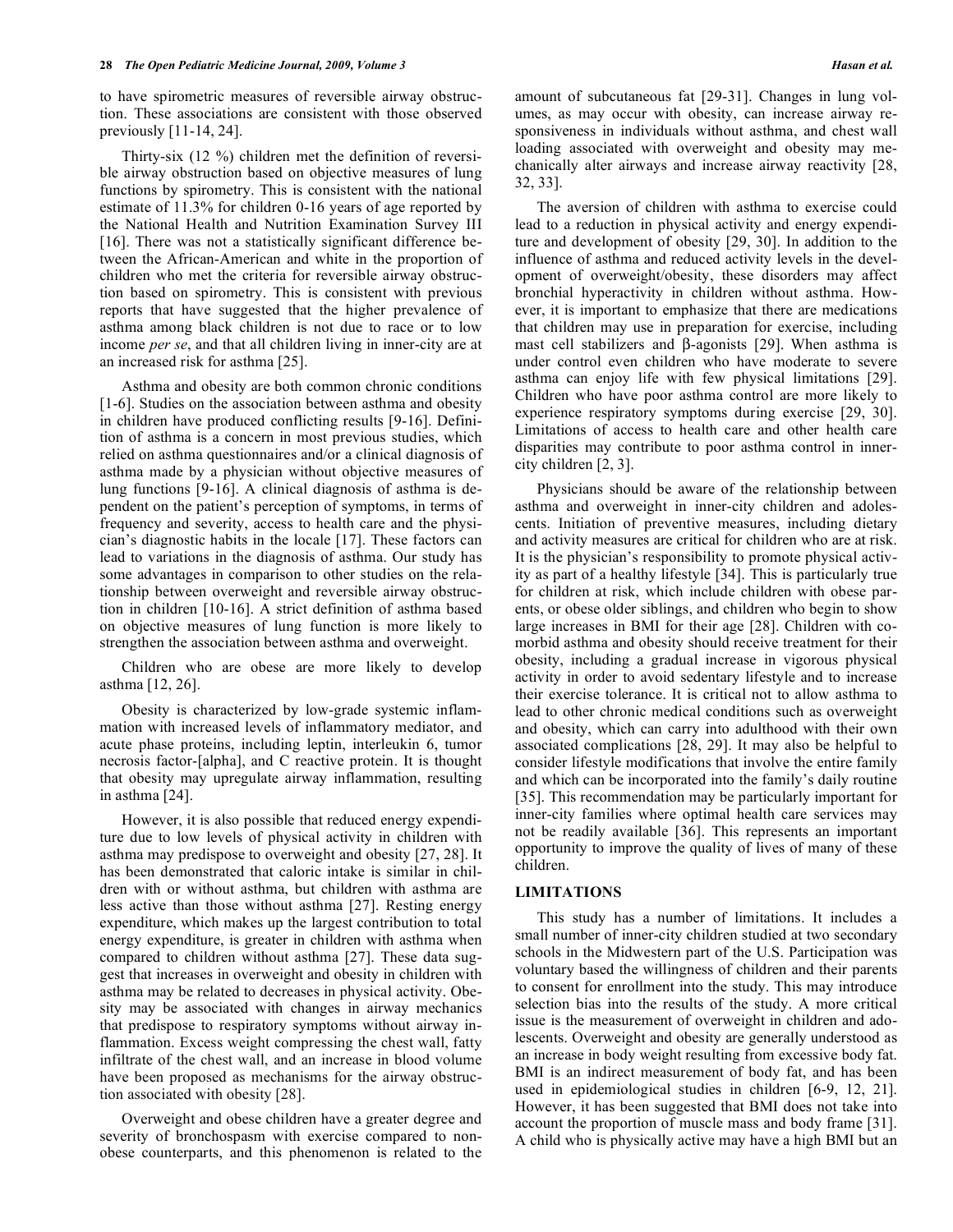to have spirometric measures of reversible airway obstruction. These associations are consistent with those observed previously [11-14, 24].

Thirty-six (12 %) children met the definition of reversible airway obstruction based on objective measures of lung functions by spirometry. This is consistent with the national estimate of 11.3% for children 0-16 years of age reported by the National Health and Nutrition Examination Survey III [16]. There was not a statistically significant difference between the African-American and white in the proportion of children who met the criteria for reversible airway obstruction based on spirometry. This is consistent with previous reports that have suggested that the higher prevalence of asthma among black children is not due to race or to low income *per se*, and that all children living in inner-city are at an increased risk for asthma [25].

Asthma and obesity are both common chronic conditions [1-6]. Studies on the association between asthma and obesity in children have produced conflicting results [9-16]. Definition of asthma is a concern in most previous studies, which relied on asthma questionnaires and/or a clinical diagnosis of asthma made by a physician without objective measures of lung functions [9-16]. A clinical diagnosis of asthma is dependent on the patient's perception of symptoms, in terms of frequency and severity, access to health care and the physician's diagnostic habits in the locale [17]. These factors can lead to variations in the diagnosis of asthma. Our study has some advantages in comparison to other studies on the relationship between overweight and reversible airway obstruction in children [10-16]. A strict definition of asthma based on objective measures of lung function is more likely to strengthen the association between asthma and overweight.

Children who are obese are more likely to develop asthma [12, 26].

Obesity is characterized by low-grade systemic inflammation with increased levels of inflammatory mediator, and acute phase proteins, including leptin, interleukin 6, tumor necrosis factor-[alpha], and C reactive protein. It is thought that obesity may upregulate airway inflammation, resulting in asthma [24].

However, it is also possible that reduced energy expenditure due to low levels of physical activity in children with asthma may predispose to overweight and obesity [27, 28]. It has been demonstrated that caloric intake is similar in children with or without asthma, but children with asthma are less active than those without asthma [27]. Resting energy expenditure, which makes up the largest contribution to total energy expenditure, is greater in children with asthma when compared to children without asthma [27]. These data suggest that increases in overweight and obesity in children with asthma may be related to decreases in physical activity. Obesity may be associated with changes in airway mechanics that predispose to respiratory symptoms without airway inflammation. Excess weight compressing the chest wall, fatty infiltrate of the chest wall, and an increase in blood volume have been proposed as mechanisms for the airway obstruction associated with obesity [28].

Overweight and obese children have a greater degree and severity of bronchospasm with exercise compared to non-obese counterparts, and this phenomenon is related to the amount of subcutaneous fat [29-31]. Changes in lung volumes, as may occur with obesity, can increase airway responsiveness in individuals without asthma, and chest wall loading associated with overweight and obesity may mechanically alter airways and increase airway reactivity [28, 32, 33].

The aversion of children with asthma to exercise could lead to a reduction in physical activity and energy expenditure and development of obesity [29, 30]. In addition to the influence of asthma and reduced activity levels in the development of overweight/obesity, these disorders may affect bronchial hyperactivity in children without asthma. However, it is important to emphasize that there are medications that children may use in preparation for exercise, including mast cell stabilizers and β-agonists [29]. When asthma is under control even children who have moderate to severe asthma can enjoy life with few physical limitations [29]. Children who have poor asthma control are more likely to experience respiratory symptoms during exercise [29, 30]. Limitations of access to health care and other health care disparities may contribute to poor asthma control in inner-city children [2, 3].

Physicians should be aware of the relationship between asthma and overweight in inner-city children and adolescents. Initiation of preventive measures, including dietary and activity measures are critical for children who are at risk. It is the physician's responsibility to promote physical activity as part of a healthy lifestyle [34]. This is particularly true for children at risk, which include children with obese parents, or obese older siblings, and children who begin to show large increases in BMI for their age [28]. Children with comorbid asthma and obesity should receive treatment for their obesity, including a gradual increase in vigorous physical activity in order to avoid sedentary lifestyle and to increase their exercise tolerance. It is critical not to allow asthma to lead to other chronic medical conditions such as overweight and obesity, which can carry into adulthood with their own associated complications [28, 29]. It may also be helpful to consider lifestyle modifications that involve the entire family and which can be incorporated into the family's daily routine [35]. This recommendation may be particularly important for inner-city families where optimal health care services may not be readily available [36]. This represents an important opportunity to improve the quality of lives of many of these children.

## LIMITATIONS

This study has a number of limitations. It includes a small number of inner-city children studied at two secondary schools in the Midwestern part of the U.S. Participation was voluntary based the willingness of children and their parents to consent for enrollment into the study. This may introduce selection bias into the results of the study. A more critical issue is the measurement of overweight in children and adolescents. Overweight and obesity are generally understood as an increase in body weight resulting from excessive body fat. BMI is an indirect measurement of body fat, and has been used in epidemiological studies in children [6-9, 12, 21]. However, it has been suggested that BMI does not take into account the proportion of muscle mass and body frame [31]. A child who is physically active may have a high BMI but an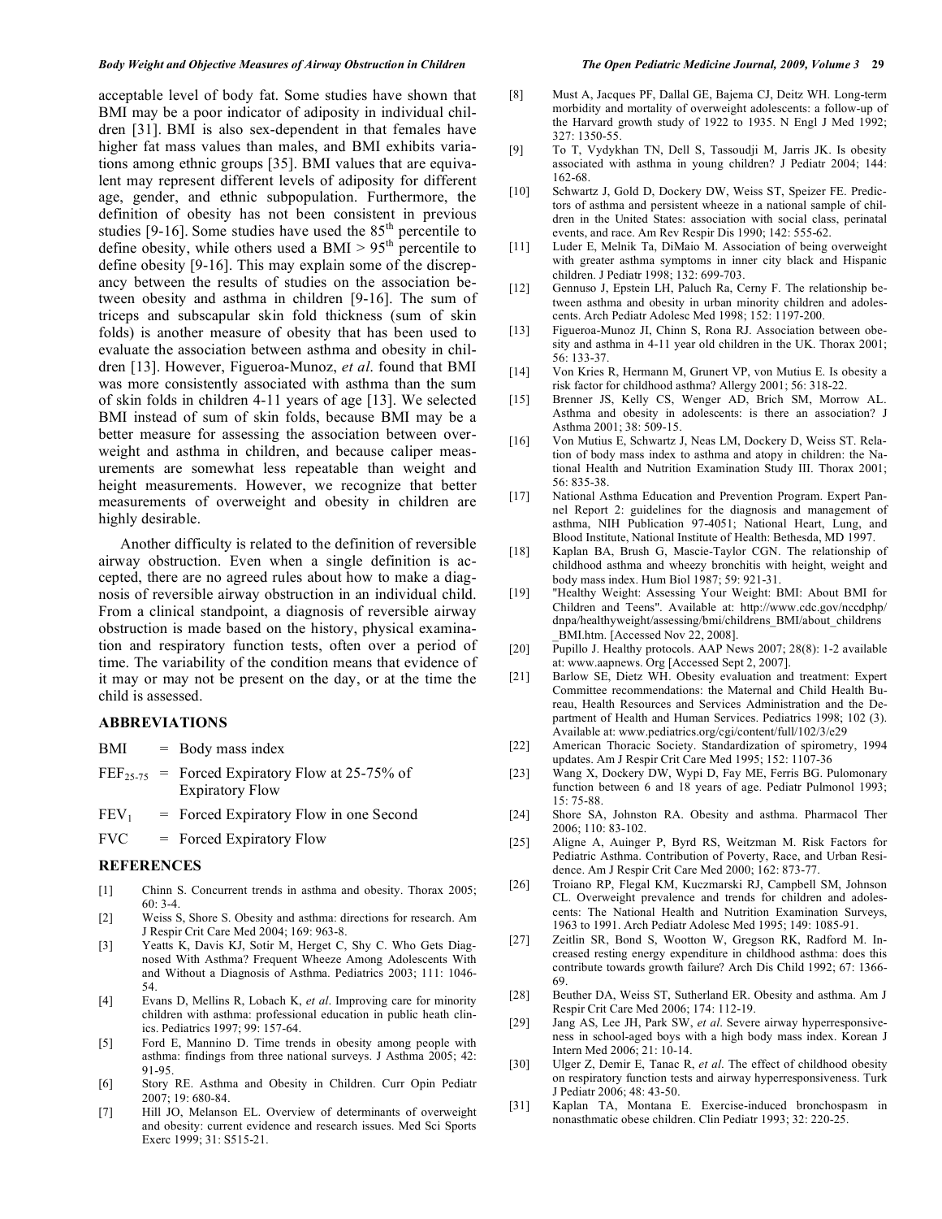acceptable level of body fat. Some studies have shown that BMI may be a poor indicator of adiposity in individual children [31]. BMI is also sex-dependent in that females have higher fat mass values than males, and BMI exhibits variations among ethnic groups [35]. BMI values that are equivalent may represent different levels of adiposity for different age, gender, and ethnic subpopulation. Furthermore, the definition of obesity has not been consistent in previous studies [9-16]. Some studies have used the $85^{th}$ percentile to define obesity, while others used a BMI > $95^{th}$ percentile to define obesity [9-16]. This may explain some of the discrepancy between the results of studies on the association between obesity and asthma in children [9-16]. The sum of triceps and subscapular skin fold thickness (sum of skin folds) is another measure of obesity that has been used to evaluate the association between asthma and obesity in children [13]. However, Figueroa-Munoz, *et al*. found that BMI was more consistently associated with asthma than the sum of skin folds in children 4-11 years of age [13]. We selected BMI instead of sum of skin folds, because BMI may be a better measure for assessing the association between overweight and asthma in children, and because caliper measurements are somewhat less repeatable than weight and height measurements. However, we recognize that better measurements of overweight and obesity in children are highly desirable.

Another difficulty is related to the definition of reversible airway obstruction. Even when a single definition is accepted, there are no agreed rules about how to make a diagnosis of reversible airway obstruction in an individual child. From a clinical standpoint, a diagnosis of reversible airway obstruction is made based on the history, physical examination and respiratory function tests, often over a period of time. The variability of the condition means that evidence of it may or may not be present on the day, or at the time the child is assessed.

## ABBREVIATIONS

BMI = Body mass index

$FEF_{25-75}$ = Forced Expiratory Flow at 25-75% of Expiratory Flow

$FEV_1$ = Forced Expiratory Flow in one Second

FVC = Forced Expiratory Flow

## REFERENCES

[1] Chinn S. Concurrent trends in asthma and obesity. Thorax 2005; 60: 3-4.

[2] Weiss S, Shore S. Obesity and asthma: directions for research. Am J Respir Crit Care Med 2004; 169: 963-8.

[3] Yeatts K, Davis KJ, Sotir M, Herget C, Shy C. Who Gets Diagnosed With Asthma? Frequent Wheeze Among Adolescents With and Without a Diagnosis of Asthma. Pediatrics 2003; 111: 1046-54.

[4] Evans D, Mellins R, Lobach K, *et al*. Improving care for minority children with asthma: professional education in public heath clinics. Pediatrics 1997; 99: 157-64.

[5] Ford E, Mannino D. Time trends in obesity among people with asthma: findings from three national surveys. J Asthma 2005; 42: 91-95.

[6] Story RE. Asthma and Obesity in Children. Curr Opin Pediatr 2007; 19: 680-84.

[7] Hill JO, Melanson EL. Overview of determinants of overweight and obesity: current evidence and research issues. Med Sci Sports Exerc 1999; 31: S515-21.

[8] Must A, Jacques PF, Dallal GE, Bajema CJ, Deitz WH. Long-term morbidity and mortality of overweight adolescents: a follow-up of the Harvard growth study of 1922 to 1935. N Engl J Med 1992; 327: 1350-55.

[9] To T, Vydykhan TN, Dell S, Tassoudji M, Jarris JK. Is obesity associated with asthma in young children? J Pediatr 2004; 144: 162-68.

[10] Schwartz J, Gold D, Dockery DW, Weiss ST, Speizer FE. Predictors of asthma and persistent wheeze in a national sample of children in the United States: association with social class, perinatal events, and race. Am Rev Respir Dis 1990; 142: 555-62.

[11] Luder E, Melnik Ta, DiMaio M. Association of being overweight with greater asthma symptoms in inner city black and Hispanic children. J Pediatr 1998; 132: 699-703.

[12] Gennuso J, Epstein LH, Paluch Ra, Cerny F. The relationship between asthma and obesity in urban minority children and adolescents. Arch Pediatr Adolesc Med 1998; 152: 1197-200.

[13] Figueroa-Munoz JI, Chinn S, Rona RJ. Association between obesity and asthma in 4-11 year old children in the UK. Thorax 2001; 56: 133-37.

[14] Von Kries R, Hermann M, Grunert VP, von Mutius E. Is obesity a risk factor for childhood asthma? Allergy 2001; 56: 318-22.

[15] Brenner JS, Kelly CS, Wenger AD, Brich SM, Morrow AL. Asthma and obesity in adolescents: is there an association? J Asthma 2001; 38: 509-15.

[16] Von Mutius E, Schwartz J, Neas LM, Dockery D, Weiss ST. Relation of body mass index to asthma and atopy in children: the National Health and Nutrition Examination Study III. Thorax 2001; 56: 835-38.

[17] National Asthma Education and Prevention Program. Expert Pannel Report 2: guidelines for the diagnosis and management of asthma, NIH Publication 97-4051; National Heart, Lung, and Blood Institute, National Institute of Health: Bethesda, MD 1997.

[18] Kaplan BA, Brush G, Mascie-Taylor CGN. The relationship of childhood asthma and wheezy bronchitis with height, weight and body mass index. Hum Biol 1987; 59: 921-31.

[19] "Healthy Weight: Assessing Your Weight: BMI: About BMI for Children and Teens". Available at: http://www.cdc.gov/nccdphp/dnpa/healthyweight/assessing/bmi/childrens_BMI/about_childrens_BMI.htm. [Accessed Nov 22, 2008].

[20] Pupillo J. Healthy protocols. AAP News 2007; 28(8): 1-2 available at: www.aapnews. Org [Accessed Sept 2, 2007].

[21] Barlow SE, Dietz WH. Obesity evaluation and treatment: Expert Committee recommendations: the Maternal and Child Health Bureau, Health Resources and Services Administration and the Department of Health and Human Services. Pediatrics 1998; 102 (3). Available at: www.pediatrics.org/cgi/content/full/102/3/e29

[22] American Thoracic Society. Standardization of spirometry, 1994 updates. Am J Respir Crit Care Med 1995; 152: 1107-36

[23] Wang X, Dockery DW, Wypi D, Fay ME, Ferris BG. Pulomonary function between 6 and 18 years of age. Pediatr Pulmonol 1993; 15: 75-88.

[24] Shore SA, Johnston RA. Obesity and asthma. Pharmacol Ther 2006; 110: 83-102.

[25] Aligne A, Auinger P, Byrd RS, Weitzman M. Risk Factors for Pediatric Asthma. Contribution of Poverty, Race, and Urban Residence. Am J Respir Crit Care Med 2000; 162: 873-77.

[26] Troiano RP, Flegal KM, Kuczmarski RJ, Campbell SM, Johnson CL. Overweight prevalence and trends for children and adolescents: The National Health and Nutrition Examination Surveys, 1963 to 1991. Arch Pediatr Adolesc Med 1995; 149: 1085-91.

[27] Zeitlin SR, Bond S, Wootton W, Gregson RK, Radford M. Increased resting energy expenditure in childhood asthma: does this contribute towards growth failure? Arch Dis Child 1992; 67: 1366-69.

[28] Beuther DA, Weiss ST, Sutherland ER. Obesity and asthma. Am J Respir Crit Care Med 2006; 174: 112-19.

[29] Jang AS, Lee JH, Park SW, *et al*. Severe airway hyperresponsiveness in school-aged boys with a high body mass index. Korean J Intern Med 2006; 21: 10-14.

[30] Ulger Z, Demir E, Tanac R, *et al*. The effect of childhood obesity on respiratory function tests and airway hyperresponsiveness. Turk J Pediatr 2006; 48: 43-50.

[31] Kaplan TA, Montana E. Exercise-induced bronchospasm in nonasthmatic obese children. Clin Pediatr 1993; 32: 220-25.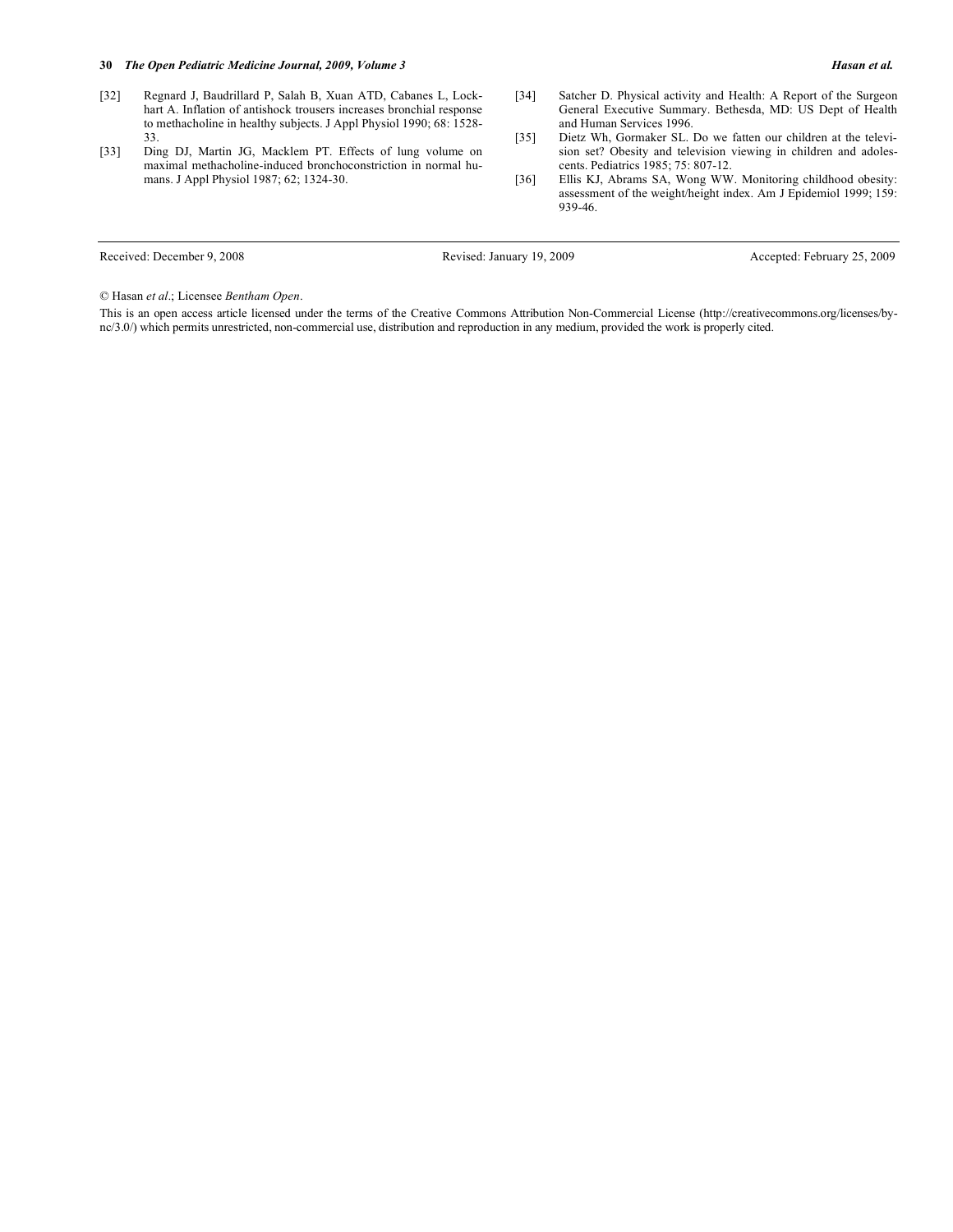[32] Regnard J, Baudrillard P, Salah B, Xuan ATD, Cabanes L, Lockhart A. Inflation of antishock trousers increases bronchial response to methacholine in healthy subjects. J Appl Physiol 1990; 68: 1528-33.

[33] Ding DJ, Martin JG, Macklem PT. Effects of lung volume on maximal methacholine-induced bronchoconstriction in normal humans. J Appl Physiol 1987; 62; 1324-30.

[34] Satcher D. Physical activity and Health: A Report of the Surgeon General Executive Summary. Bethesda, MD: US Dept of Health and Human Services 1996.

[35] Dietz Wh, Gormaker SL. Do we fatten our children at the television set? Obesity and television viewing in children and adolescents. Pediatrics 1985; 75: 807-12.

[36] Ellis KJ, Abrams SA, Wong WW. Monitoring childhood obesity: assessment of the weight/height index. Am J Epidemiol 1999; 159: 939-46.

Received: December 9, 2008 Revised: January 19, 2009 Accepted: February 25, 2009

© Hasan *et al*.; Licensee *Bentham Open*.

This is an open access article licensed under the terms of the Creative Commons Attribution Non-Commercial License (http://creativecommons.org/licenses/by-nc/3.0/) which permits unrestricted, non-commercial use, distribution and reproduction in any medium, provided the work is properly cited.